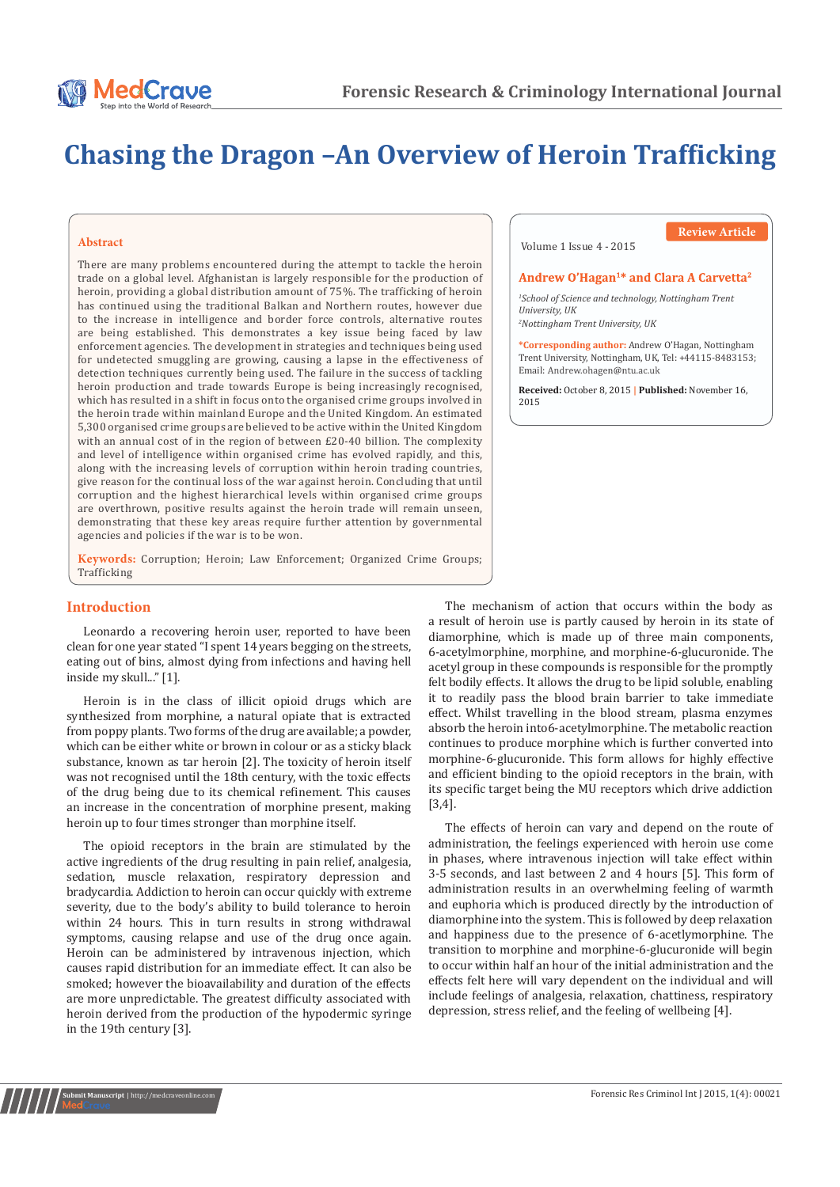# Chasing the Dragon –An Overview of Heroin Trafficking

Review Article

Volume 1 Issue 4 - 2015

**Andrew O'Hagan[1]* and Clara A Carvetta[2]**

*[1]School of Science and technology, Nottingham Trent University, UK*
*[2]Nottingham Trent University, UK*

***Corresponding author:** Andrew O'Hagan, Nottingham Trent University, Nottingham, UK, Tel: +44115-8483153; Email: Andrew.ohagen@ntu.ac.uk

**Received:** October 8, 2015 | **Published:** November 16, 2015

## Abstract

There are many problems encountered during the attempt to tackle the heroin trade on a global level. Afghanistan is largely responsible for the production of heroin, providing a global distribution amount of 75%. The trafficking of heroin has continued using the traditional Balkan and Northern routes, however due to the increase in intelligence and border force controls, alternative routes are being established. This demonstrates a key issue being faced by law enforcement agencies. The development in strategies and techniques being used for undetected smuggling are growing, causing a lapse in the effectiveness of detection techniques currently being used. The failure in the success of tackling heroin production and trade towards Europe is being increasingly recognised, which has resulted in a shift in focus onto the organised crime groups involved in the heroin trade within mainland Europe and the United Kingdom. An estimated 5,300 organised crime groups are believed to be active within the United Kingdom with an annual cost of in the region of between £20-40 billion. The complexity and level of intelligence within organised crime has evolved rapidly, and this, along with the increasing levels of corruption within heroin trading countries, give reason for the continual loss of the war against heroin. Concluding that until corruption and the highest hierarchical levels within organised crime groups are overthrown, positive results against the heroin trade will remain unseen, demonstrating that these key areas require further attention by governmental agencies and policies if the war is to be won.

**Keywords:** Corruption; Heroin; Law Enforcement; Organized Crime Groups; Trafficking

## Introduction

Leonardo a recovering heroin user, reported to have been clean for one year stated "I spent 14 years begging on the streets, eating out of bins, almost dying from infections and having hell inside my skull..." [1].

Heroin is in the class of illicit opioid drugs which are synthesized from morphine, a natural opiate that is extracted from poppy plants. Two forms of the drug are available; a powder, which can be either white or brown in colour or as a sticky black substance, known as tar heroin [2]. The toxicity of heroin itself was not recognised until the 18th century, with the toxic effects of the drug being due to its chemical refinement. This causes an increase in the concentration of morphine present, making heroin up to four times stronger than morphine itself.

The opioid receptors in the brain are stimulated by the active ingredients of the drug resulting in pain relief, analgesia, sedation, muscle relaxation, respiratory depression and bradycardia. Addiction to heroin can occur quickly with extreme severity, due to the body's ability to build tolerance to heroin within 24 hours. This in turn results in strong withdrawal symptoms, causing relapse and use of the drug once again. Heroin can be administered by intravenous injection, which causes rapid distribution for an immediate effect. It can also be smoked; however the bioavailability and duration of the effects are more unpredictable. The greatest difficulty associated with heroin derived from the production of the hypodermic syringe in the 19th century [3].

The mechanism of action that occurs within the body as a result of heroin use is partly caused by heroin in its state of diamorphine, which is made up of three main components, 6-acetylmorphine, morphine, and morphine-6-glucuronide. The acetyl group in these compounds is responsible for the promptly felt bodily effects. It allows the drug to be lipid soluble, enabling it to readily pass the blood brain barrier to take immediate effect. Whilst travelling in the blood stream, plasma enzymes absorb the heroin into6-acetylmorphine. The metabolic reaction continues to produce morphine which is further converted into morphine-6-glucuronide. This form allows for highly effective and efficient binding to the opioid receptors in the brain, with its specific target being the MU receptors which drive addiction [3,4].

The effects of heroin can vary and depend on the route of administration, the feelings experienced with heroin use come in phases, where intravenous injection will take effect within 3-5 seconds, and last between 2 and 4 hours [5]. This form of administration results in an overwhelming feeling of warmth and euphoria which is produced directly by the introduction of diamorphine into the system. This is followed by deep relaxation and happiness due to the presence of 6-acetlymorphine. The transition to morphine and morphine-6-glucuronide will begin to occur within half an hour of the initial administration and the effects felt here will vary dependent on the individual and will include feelings of analgesia, relaxation, chattiness, respiratory depression, stress relief, and the feeling of wellbeing [4].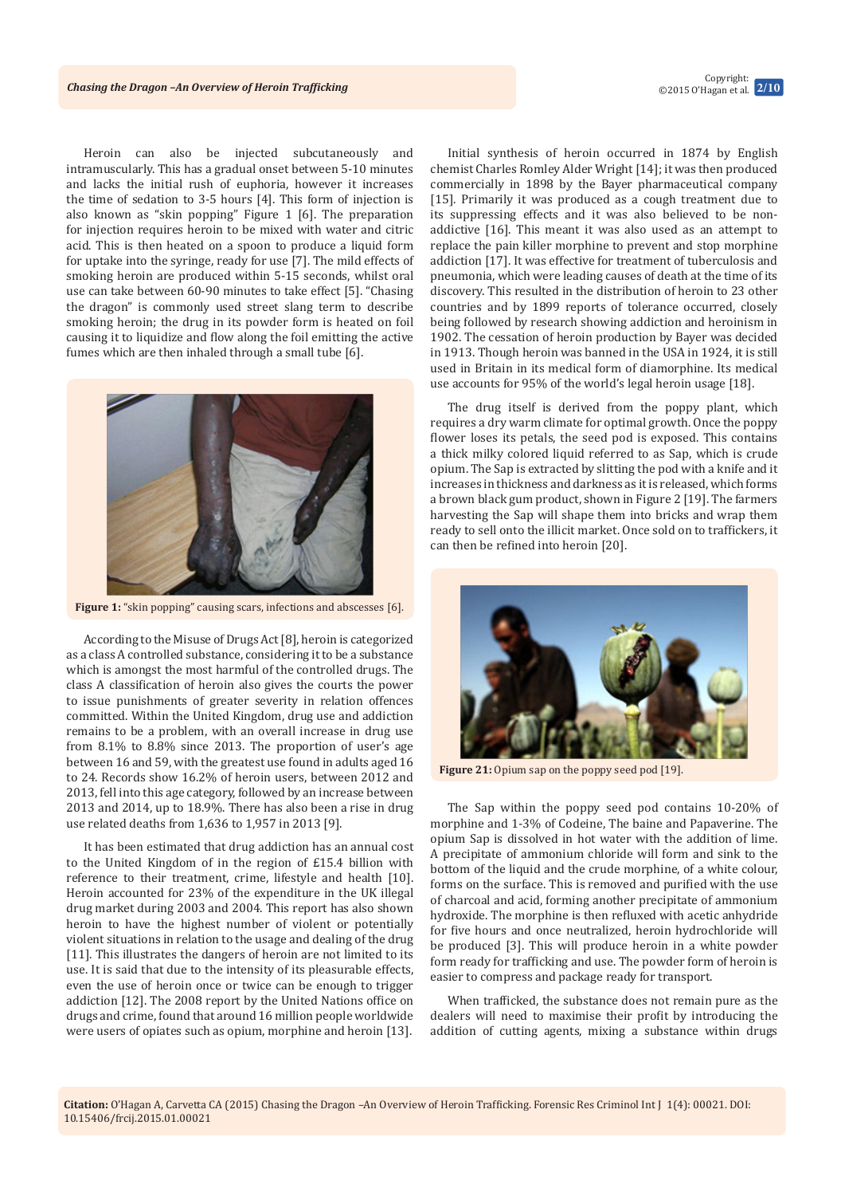Heroin can also be injected subcutaneously and intramuscularly. This has a gradual onset between 5-10 minutes and lacks the initial rush of euphoria, however it increases the time of sedation to 3-5 hours [4]. This form of injection is also known as "skin popping" Figure 1 [6]. The preparation for injection requires heroin to be mixed with water and citric acid. This is then heated on a spoon to produce a liquid form for uptake into the syringe, ready for use [7]. The mild effects of smoking heroin are produced within 5-15 seconds, whilst oral use can take between 60-90 minutes to take effect [5]. "Chasing the dragon" is commonly used street slang term to describe smoking heroin; the drug in its powder form is heated on foil causing it to liquidize and flow along the foil emitting the active fumes which are then inhaled through a small tube [6].

**Figure 1:** "skin popping" causing scars, infections and abscesses [6].

According to the Misuse of Drugs Act [8], heroin is categorized as a class A controlled substance, considering it to be a substance which is amongst the most harmful of the controlled drugs. The class A classification of heroin also gives the courts the power to issue punishments of greater severity in relation offences committed. Within the United Kingdom, drug use and addiction remains to be a problem, with an overall increase in drug use from 8.1% to 8.8% since 2013. The proportion of user's age between 16 and 59, with the greatest use found in adults aged 16 to 24. Records show 16.2% of heroin users, between 2012 and 2013, fell into this age category, followed by an increase between 2013 and 2014, up to 18.9%. There has also been a rise in drug use related deaths from 1,636 to 1,957 in 2013 [9].

It has been estimated that drug addiction has an annual cost to the United Kingdom of in the region of £15.4 billion with reference to their treatment, crime, lifestyle and health [10]. Heroin accounted for 23% of the expenditure in the UK illegal drug market during 2003 and 2004. This report has also shown heroin to have the highest number of violent or potentially violent situations in relation to the usage and dealing of the drug [11]. This illustrates the dangers of heroin are not limited to its use. It is said that due to the intensity of its pleasurable effects, even the use of heroin once or twice can be enough to trigger addiction [12]. The 2008 report by the United Nations office on drugs and crime, found that around 16 million people worldwide were users of opiates such as opium, morphine and heroin [13].

Initial synthesis of heroin occurred in 1874 by English chemist Charles Romley Alder Wright [14]; it was then produced commercially in 1898 by the Bayer pharmaceutical company [15]. Primarily it was produced as a cough treatment due to its suppressing effects and it was also believed to be non-addictive [16]. This meant it was also used as an attempt to replace the pain killer morphine to prevent and stop morphine addiction [17]. It was effective for treatment of tuberculosis and pneumonia, which were leading causes of death at the time of its discovery. This resulted in the distribution of heroin to 23 other countries and by 1899 reports of tolerance occurred, closely being followed by research showing addiction and heroinism in 1902. The cessation of heroin production by Bayer was decided in 1913. Though heroin was banned in the USA in 1924, it is still used in Britain in its medical form of diamorphine. Its medical use accounts for 95% of the world's legal heroin usage [18].

The drug itself is derived from the poppy plant, which requires a dry warm climate for optimal growth. Once the poppy flower loses its petals, the seed pod is exposed. This contains a thick milky colored liquid referred to as Sap, which is crude opium. The Sap is extracted by slitting the pod with a knife and it increases in thickness and darkness as it is released, which forms a brown black gum product, shown in Figure 2 [19]. The farmers harvesting the Sap will shape them into bricks and wrap them ready to sell onto the illicit market. Once sold on to traffickers, it can then be refined into heroin [20].

**Figure 21:** Opium sap on the poppy seed pod [19].

The Sap within the poppy seed pod contains 10-20% of morphine and 1-3% of Codeine, The baine and Papaverine. The opium Sap is dissolved in hot water with the addition of lime. A precipitate of ammonium chloride will form and sink to the bottom of the liquid and the crude morphine, of a white colour, forms on the surface. This is removed and purified with the use of charcoal and acid, forming another precipitate of ammonium hydroxide. The morphine is then refluxed with acetic anhydride for five hours and once neutralized, heroin hydrochloride will be produced [3]. This will produce heroin in a white powder form ready for trafficking and use. The powder form of heroin is easier to compress and package ready for transport.

When trafficked, the substance does not remain pure as the dealers will need to maximise their profit by introducing the addition of cutting agents, mixing a substance within drugs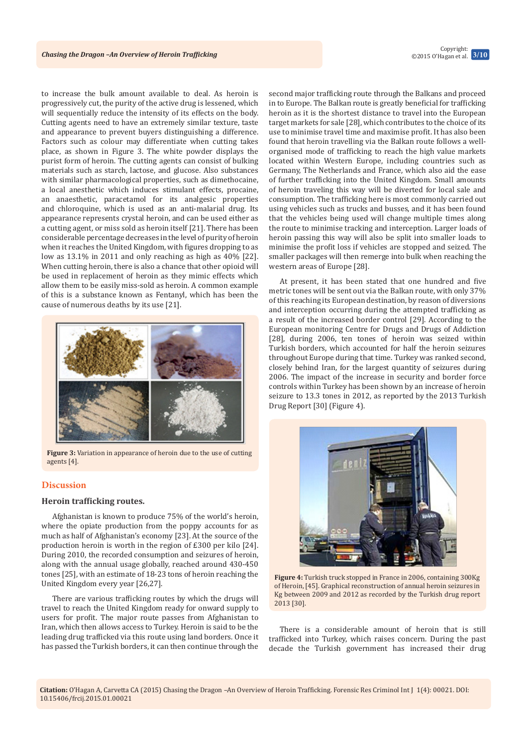to increase the bulk amount available to deal. As heroin is progressively cut, the purity of the active drug is lessened, which will sequentially reduce the intensity of its effects on the body. Cutting agents need to have an extremely similar texture, taste and appearance to prevent buyers distinguishing a difference. Factors such as colour may differentiate when cutting takes place, as shown in Figure 3. The white powder displays the purist form of heroin. The cutting agents can consist of bulking materials such as starch, lactose, and glucose. Also substances with similar pharmacological properties, such as dimethocaine, a local anesthetic which induces stimulant effects, procaine, an anaesthetic, paracetamol for its analgesic properties and chloroquine, which is used as an anti-malarial drug. Its appearance represents crystal heroin, and can be used either as a cutting agent, or miss sold as heroin itself [21]. There has been considerable percentage decreases in the level of purity of heroin when it reaches the United Kingdom, with figures dropping to as low as 13.1% in 2011 and only reaching as high as 40% [22]. When cutting heroin, there is also a chance that other opioid will be used in replacement of heroin as they mimic effects which allow them to be easily miss-sold as heroin. A common example of this is a substance known as Fentanyl, which has been the cause of numerous deaths by its use [21].

**Figure 3:** Variation in appearance of heroin due to the use of cutting agents [4].

## Discussion

### Heroin trafficking routes.

Afghanistan is known to produce 75% of the world's heroin, where the opiate production from the poppy accounts for as much as half of Afghanistan's economy [23]. At the source of the production heroin is worth in the region of £300 per kilo [24]. During 2010, the recorded consumption and seizures of heroin, along with the annual usage globally, reached around 430-450 tones [25], with an estimate of 18-23 tons of heroin reaching the United Kingdom every year [26,27].

There are various trafficking routes by which the drugs will travel to reach the United Kingdom ready for onward supply to users for profit. The major route passes from Afghanistan to Iran, which then allows access to Turkey. Heroin is said to be the leading drug trafficked via this route using land borders. Once it has passed the Turkish borders, it can then continue through the second major trafficking route through the Balkans and proceed in to Europe. The Balkan route is greatly beneficial for trafficking heroin as it is the shortest distance to travel into the European target markets for sale [28], which contributes to the choice of its use to minimise travel time and maximise profit. It has also been found that heroin travelling via the Balkan route follows a well-organised mode of trafficking to reach the high value markets located within Western Europe, including countries such as Germany, The Netherlands and France, which also aid the ease of further trafficking into the United Kingdom. Small amounts of heroin traveling this way will be diverted for local sale and consumption. The trafficking here is most commonly carried out using vehicles such as trucks and busses, and it has been found that the vehicles being used will change multiple times along the route to minimise tracking and interception. Larger loads of heroin passing this way will also be split into smaller loads to minimise the profit loss if vehicles are stopped and seized. The smaller packages will then remerge into bulk when reaching the western areas of Europe [28].

At present, it has been stated that one hundred and five metric tones will be sent out via the Balkan route, with only 37% of this reaching its European destination, by reason of diversions and interception occurring during the attempted trafficking as a result of the increased border control [29]. According to the European monitoring Centre for Drugs and Drugs of Addiction [28], during 2006, ten tones of heroin was seized within Turkish borders, which accounted for half the heroin seizures throughout Europe during that time. Turkey was ranked second, closely behind Iran, for the largest quantity of seizures during 2006. The impact of the increase in security and border force controls within Turkey has been shown by an increase of heroin seizure to 13.3 tones in 2012, as reported by the 2013 Turkish Drug Report [30] (Figure 4).

**Figure 4:** Turkish truck stopped in France in 2006, containing 300Kg of Heroin, [45]. Graphical reconstruction of annual heroin seizures in Kg between 2009 and 2012 as recorded by the Turkish drug report 2013 [30].

There is a considerable amount of heroin that is still trafficked into Turkey, which raises concern. During the past decade the Turkish government has increased their drug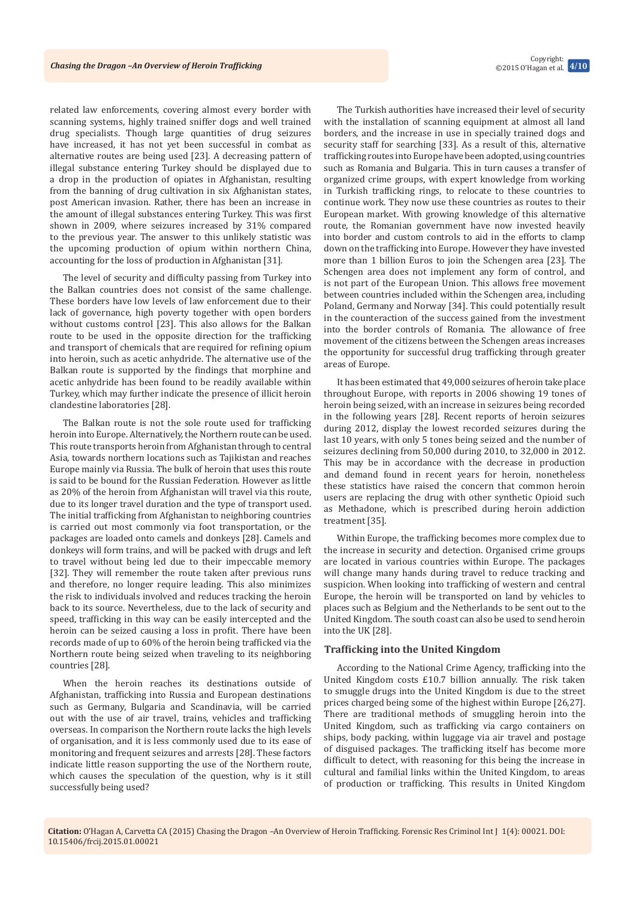related law enforcements, covering almost every border with scanning systems, highly trained sniffer dogs and well trained drug specialists. Though large quantities of drug seizures have increased, it has not yet been successful in combat as alternative routes are being used [23]. A decreasing pattern of illegal substance entering Turkey should be displayed due to a drop in the production of opiates in Afghanistan, resulting from the banning of drug cultivation in six Afghanistan states, post American invasion. Rather, there has been an increase in the amount of illegal substances entering Turkey. This was first shown in 2009, where seizures increased by 31% compared to the previous year. The answer to this unlikely statistic was the upcoming production of opium within northern China, accounting for the loss of production in Afghanistan [31].

The level of security and difficulty passing from Turkey into the Balkan countries does not consist of the same challenge. These borders have low levels of law enforcement due to their lack of governance, high poverty together with open borders without customs control [23]. This also allows for the Balkan route to be used in the opposite direction for the trafficking and transport of chemicals that are required for refining opium into heroin, such as acetic anhydride. The alternative use of the Balkan route is supported by the findings that morphine and acetic anhydride has been found to be readily available within Turkey, which may further indicate the presence of illicit heroin clandestine laboratories [28].

The Balkan route is not the sole route used for trafficking heroin into Europe. Alternatively, the Northern route can be used. This route transports heroin from Afghanistan through to central Asia, towards northern locations such as Tajikistan and reaches Europe mainly via Russia. The bulk of heroin that uses this route is said to be bound for the Russian Federation. However as little as 20% of the heroin from Afghanistan will travel via this route, due to its longer travel duration and the type of transport used. The initial trafficking from Afghanistan to neighboring countries is carried out most commonly via foot transportation, or the packages are loaded onto camels and donkeys [28]. Camels and donkeys will form trains, and will be packed with drugs and left to travel without being led due to their impeccable memory [32]. They will remember the route taken after previous runs and therefore, no longer require leading. This also minimizes the risk to individuals involved and reduces tracking the heroin back to its source. Nevertheless, due to the lack of security and speed, trafficking in this way can be easily intercepted and the heroin can be seized causing a loss in profit. There have been records made of up to 60% of the heroin being trafficked via the Northern route being seized when traveling to its neighboring countries [28].

When the heroin reaches its destinations outside of Afghanistan, trafficking into Russia and European destinations such as Germany, Bulgaria and Scandinavia, will be carried out with the use of air travel, trains, vehicles and trafficking overseas. In comparison the Northern route lacks the high levels of organisation, and it is less commonly used due to its ease of monitoring and frequent seizures and arrests [28]. These factors indicate little reason supporting the use of the Northern route, which causes the speculation of the question, why is it still successfully being used?

The Turkish authorities have increased their level of security with the installation of scanning equipment at almost all land borders, and the increase in use in specially trained dogs and security staff for searching [33]. As a result of this, alternative trafficking routes into Europe have been adopted, using countries such as Romania and Bulgaria. This in turn causes a transfer of organized crime groups, with expert knowledge from working in Turkish trafficking rings, to relocate to these countries to continue work. They now use these countries as routes to their European market. With growing knowledge of this alternative route, the Romanian government have now invested heavily into border and custom controls to aid in the efforts to clamp down on the trafficking into Europe. However they have invested more than 1 billion Euros to join the Schengen area [23]. The Schengen area does not implement any form of control, and is not part of the European Union. This allows free movement between countries included within the Schengen area, including Poland, Germany and Norway [34]. This could potentially result in the counteraction of the success gained from the investment into the border controls of Romania. The allowance of free movement of the citizens between the Schengen areas increases the opportunity for successful drug trafficking through greater areas of Europe.

It has been estimated that 49,000 seizures of heroin take place throughout Europe, with reports in 2006 showing 19 tones of heroin being seized, with an increase in seizures being recorded in the following years [28]. Recent reports of heroin seizures during 2012, display the lowest recorded seizures during the last 10 years, with only 5 tones being seized and the number of seizures declining from 50,000 during 2010, to 32,000 in 2012. This may be in accordance with the decrease in production and demand found in recent years for heroin, nonetheless these statistics have raised the concern that common heroin users are replacing the drug with other synthetic Opioid such as Methadone, which is prescribed during heroin addiction treatment [35].

Within Europe, the trafficking becomes more complex due to the increase in security and detection. Organised crime groups are located in various countries within Europe. The packages will change many hands during travel to reduce tracking and suspicion. When looking into trafficking of western and central Europe, the heroin will be transported on land by vehicles to places such as Belgium and the Netherlands to be sent out to the United Kingdom. The south coast can also be used to send heroin into the UK [28].

## Trafficking into the United Kingdom

According to the National Crime Agency, trafficking into the United Kingdom costs £10.7 billion annually. The risk taken to smuggle drugs into the United Kingdom is due to the street prices charged being some of the highest within Europe [26,27]. There are traditional methods of smuggling heroin into the United Kingdom, such as trafficking via cargo containers on ships, body packing, within luggage via air travel and postage of disguised packages. The trafficking itself has become more difficult to detect, with reasoning for this being the increase in cultural and familial links within the United Kingdom, to areas of production or trafficking. This results in United Kingdom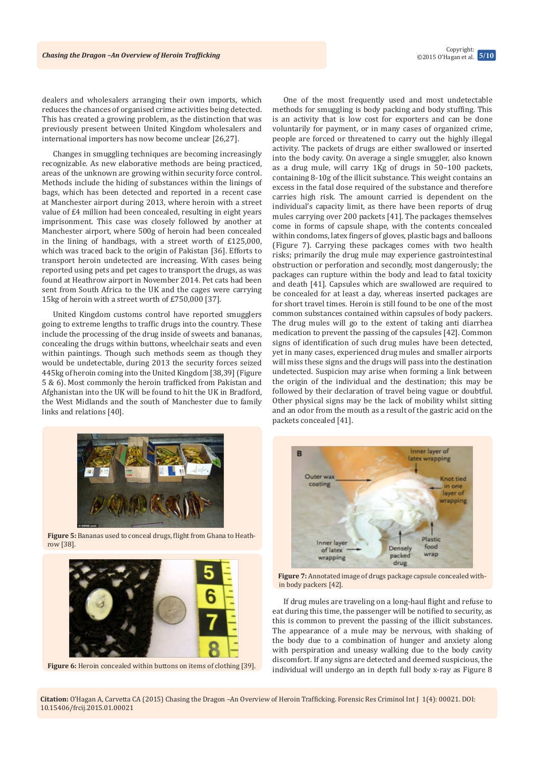dealers and wholesalers arranging their own imports, which reduces the chances of organised crime activities being detected. This has created a growing problem, as the distinction that was previously present between United Kingdom dealers and international importers has now become unclear [26,27].

Changes in smuggling techniques are becoming increasingly recognizable. As new elaborative methods are being practiced, areas of the unknown are growing within security force control. Methods include the hiding of substances within the linings of bags, which has been detected and reported in a recent case at Manchester airport during 2013, where heroin with a street value of £4 million had been concealed, resulting in eight years imprisonment. This case was closely followed by another at Manchester airport, where 500g of heroin had been concealed in the lining of handbags, with a street worth of £125,000, which was traced back to the origin of Pakistan [36]. Efforts to transport heroin undetected are increasing. With cases being reported using pets and pet cages to transport the drugs, as was found at Heathrow airport in November 2014. Pet cats had been sent from South Africa to the UK and the cages were carrying 15kg of heroin with a street worth of £750,000 [37].

United Kingdom customs control have reported smugglers going to extreme lengths to traffic drugs into the country. These include the processing of the drug inside of sweets and bananas, concealing the drugs within buttons, wheelchair seats and even within paintings. Though such methods seem as though they would be undetectable, during 2013 the security forces seized 445kg of heroin coming into the United Kingdom [38,39] (Figure 5 & 6). Most commonly the heroin trafficked from Pakistan and Afghanistan into the UK will be found to hit the UK in Bradford, the West Midlands and the south of Manchester due to family links and relations [40].

**Figure 5:** Bananas used to conceal drugs, flight from Ghana to Heathrow [38].

**Figure 6:** Heroin concealed within buttons on items of clothing [39].

One of the most frequently used and most undetectable methods for smuggling is body packing and body stuffing. This is an activity that is low cost for exporters and can be done voluntarily for payment, or in many cases of organized crime, people are forced or threatened to carry out the highly illegal activity. The packets of drugs are either swallowed or inserted into the body cavity. On average a single smuggler, also known as a drug mule, will carry 1Kg of drugs in 50–100 packets, containing 8-10g of the illicit substance. This weight contains an excess in the fatal dose required of the substance and therefore carries high risk. The amount carried is dependent on the individual's capacity limit, as there have been reports of drug mules carrying over 200 packets [41]. The packages themselves come in forms of capsule shape, with the contents concealed within condoms, latex fingers of gloves, plastic bags and balloons (Figure 7). Carrying these packages comes with two health risks; primarily the drug mule may experience gastrointestinal obstruction or perforation and secondly, most dangerously; the packages can rupture within the body and lead to fatal toxicity and death [41]. Capsules which are swallowed are required to be concealed for at least a day, whereas inserted packages are for short travel times. Heroin is still found to be one of the most common substances contained within capsules of body packers. The drug mules will go to the extent of taking anti diarrhea medication to prevent the passing of the capsules [42]. Common signs of identification of such drug mules have been detected, yet in many cases, experienced drug mules and smaller airports will miss these signs and the drugs will pass into the destination undetected. Suspicion may arise when forming a link between the origin of the individual and the destination; this may be followed by their declaration of travel being vague or doubtful. Other physical signs may be the lack of mobility whilst sitting and an odor from the mouth as a result of the gastric acid on the packets concealed [41].

**Figure 7:** Annotated image of drugs package capsule concealed within body packers [42].

If drug mules are traveling on a long-haul flight and refuse to eat during this time, the passenger will be notified to security, as this is common to prevent the passing of the illicit substances. The appearance of a mule may be nervous, with shaking of the body due to a combination of hunger and anxiety along with perspiration and uneasy walking due to the body cavity discomfort. If any signs are detected and deemed suspicious, the individual will undergo an in depth full body x-ray as Figure 8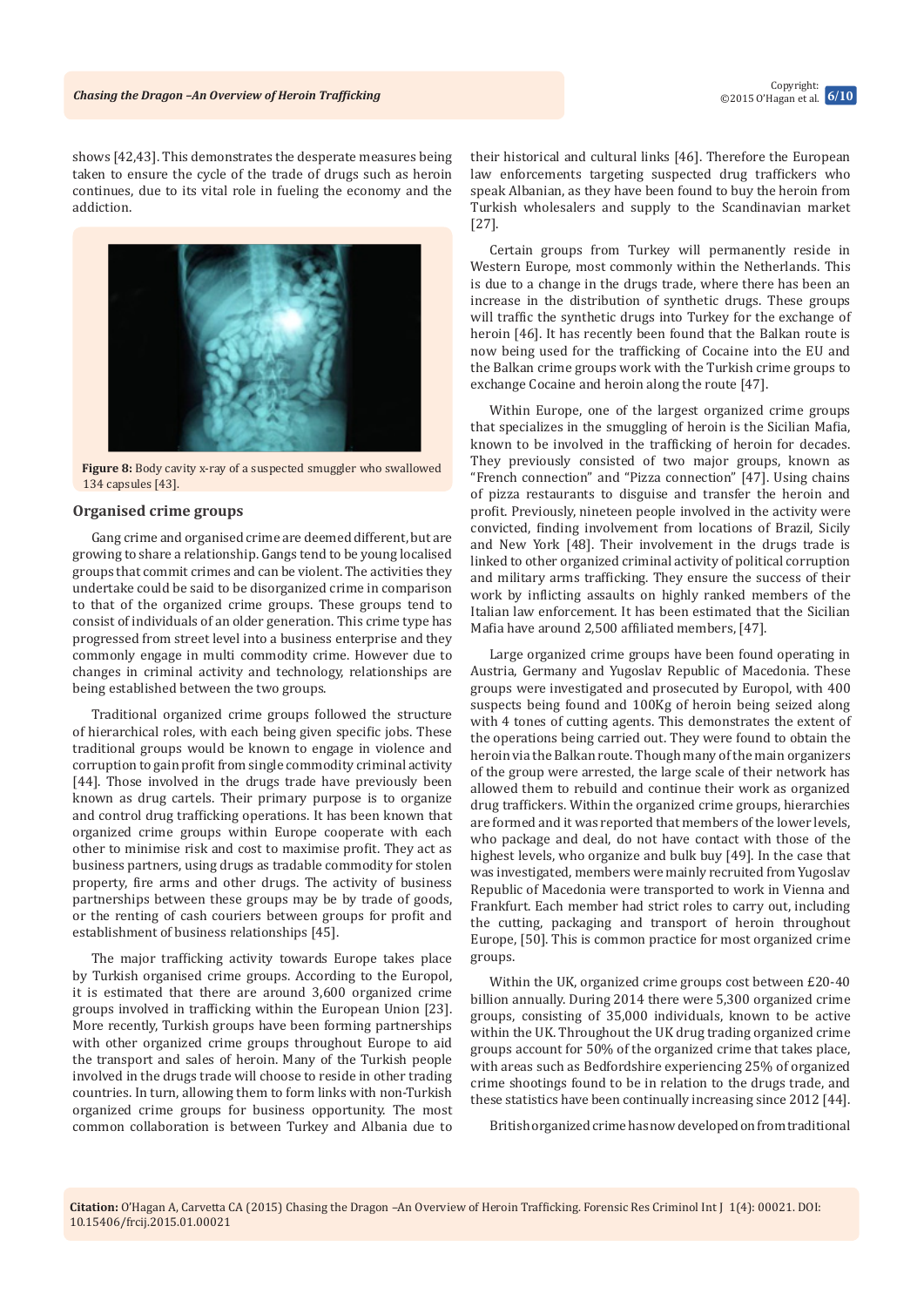shows [42,43]. This demonstrates the desperate measures being taken to ensure the cycle of the trade of drugs such as heroin continues, due to its vital role in fueling the economy and the addiction.

**Figure 8:** Body cavity x-ray of a suspected smuggler who swallowed 134 capsules [43].

### Organised crime groups

Gang crime and organised crime are deemed different, but are growing to share a relationship. Gangs tend to be young localised groups that commit crimes and can be violent. The activities they undertake could be said to be disorganized crime in comparison to that of the organized crime groups. These groups tend to consist of individuals of an older generation. This crime type has progressed from street level into a business enterprise and they commonly engage in multi commodity crime. However due to changes in criminal activity and technology, relationships are being established between the two groups.

Traditional organized crime groups followed the structure of hierarchical roles, with each being given specific jobs. These traditional groups would be known to engage in violence and corruption to gain profit from single commodity criminal activity [44]. Those involved in the drugs trade have previously been known as drug cartels. Their primary purpose is to organize and control drug trafficking operations. It has been known that organized crime groups within Europe cooperate with each other to minimise risk and cost to maximise profit. They act as business partners, using drugs as tradable commodity for stolen property, fire arms and other drugs. The activity of business partnerships between these groups may be by trade of goods, or the renting of cash couriers between groups for profit and establishment of business relationships [45].

The major trafficking activity towards Europe takes place by Turkish organised crime groups. According to the Europol, it is estimated that there are around 3,600 organized crime groups involved in trafficking within the European Union [23]. More recently, Turkish groups have been forming partnerships with other organized crime groups throughout Europe to aid the transport and sales of heroin. Many of the Turkish people involved in the drugs trade will choose to reside in other trading countries. In turn, allowing them to form links with non-Turkish organized crime groups for business opportunity. The most common collaboration is between Turkey and Albania due to their historical and cultural links [46]. Therefore the European law enforcements targeting suspected drug traffickers who speak Albanian, as they have been found to buy the heroin from Turkish wholesalers and supply to the Scandinavian market [27].

Certain groups from Turkey will permanently reside in Western Europe, most commonly within the Netherlands. This is due to a change in the drugs trade, where there has been an increase in the distribution of synthetic drugs. These groups will traffic the synthetic drugs into Turkey for the exchange of heroin [46]. It has recently been found that the Balkan route is now being used for the trafficking of Cocaine into the EU and the Balkan crime groups work with the Turkish crime groups to exchange Cocaine and heroin along the route [47].

Within Europe, one of the largest organized crime groups that specializes in the smuggling of heroin is the Sicilian Mafia, known to be involved in the trafficking of heroin for decades. They previously consisted of two major groups, known as "French connection" and "Pizza connection" [47]. Using chains of pizza restaurants to disguise and transfer the heroin and profit. Previously, nineteen people involved in the activity were convicted, finding involvement from locations of Brazil, Sicily and New York [48]. Their involvement in the drugs trade is linked to other organized criminal activity of political corruption and military arms trafficking. They ensure the success of their work by inflicting assaults on highly ranked members of the Italian law enforcement. It has been estimated that the Sicilian Mafia have around 2,500 affiliated members, [47].

Large organized crime groups have been found operating in Austria, Germany and Yugoslav Republic of Macedonia. These groups were investigated and prosecuted by Europol, with 400 suspects being found and 100Kg of heroin being seized along with 4 tones of cutting agents. This demonstrates the extent of the operations being carried out. They were found to obtain the heroin via the Balkan route. Though many of the main organizers of the group were arrested, the large scale of their network has allowed them to rebuild and continue their work as organized drug traffickers. Within the organized crime groups, hierarchies are formed and it was reported that members of the lower levels, who package and deal, do not have contact with those of the highest levels, who organize and bulk buy [49]. In the case that was investigated, members were mainly recruited from Yugoslav Republic of Macedonia were transported to work in Vienna and Frankfurt. Each member had strict roles to carry out, including the cutting, packaging and transport of heroin throughout Europe, [50]. This is common practice for most organized crime groups.

Within the UK, organized crime groups cost between £20-40 billion annually. During 2014 there were 5,300 organized crime groups, consisting of 35,000 individuals, known to be active within the UK. Throughout the UK drug trading organized crime groups account for 50% of the organized crime that takes place, with areas such as Bedfordshire experiencing 25% of organized crime shootings found to be in relation to the drugs trade, and these statistics have been continually increasing since 2012 [44].

British organized crime has now developed on from traditional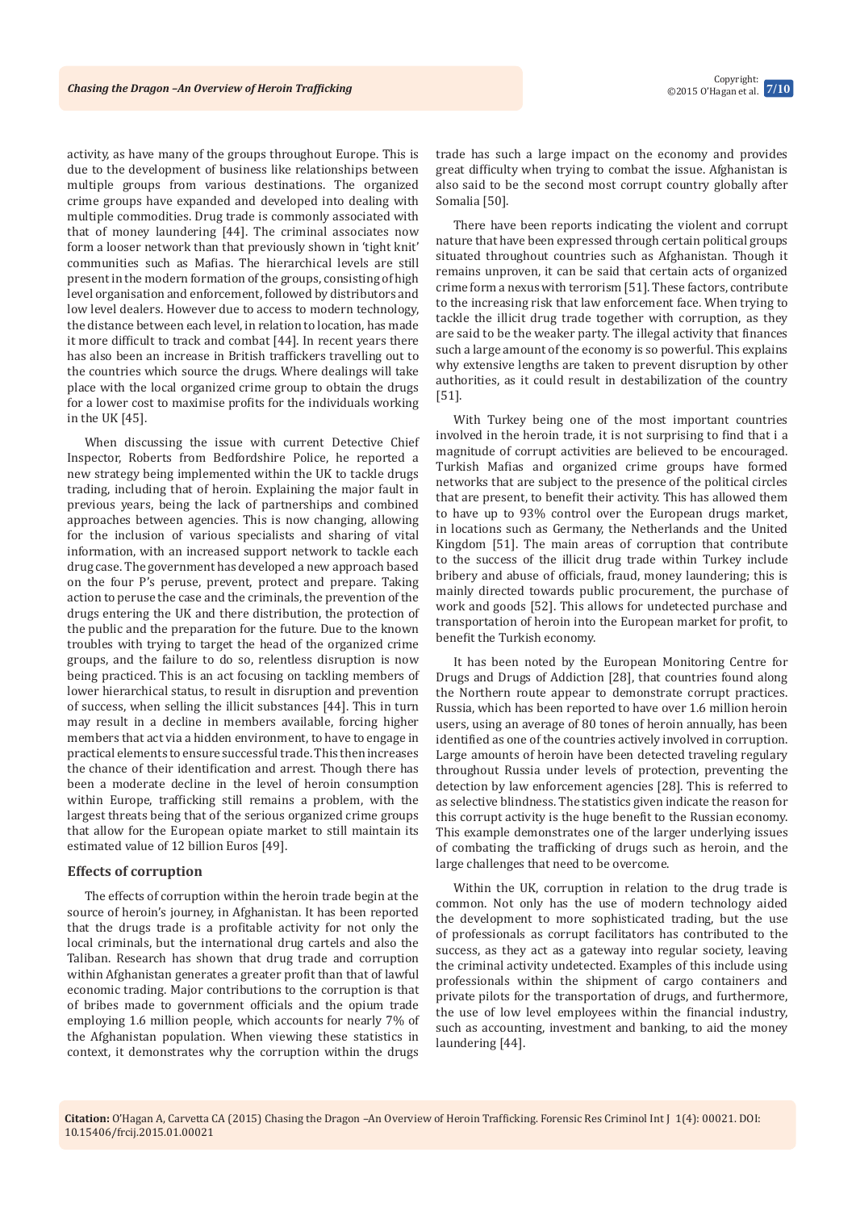activity, as have many of the groups throughout Europe. This is due to the development of business like relationships between multiple groups from various destinations. The organized crime groups have expanded and developed into dealing with multiple commodities. Drug trade is commonly associated with that of money laundering [44]. The criminal associates now form a looser network than that previously shown in 'tight knit' communities such as Mafias. The hierarchical levels are still present in the modern formation of the groups, consisting of high level organisation and enforcement, followed by distributors and low level dealers. However due to access to modern technology, the distance between each level, in relation to location, has made it more difficult to track and combat [44]. In recent years there has also been an increase in British traffickers travelling out to the countries which source the drugs. Where dealings will take place with the local organized crime group to obtain the drugs for a lower cost to maximise profits for the individuals working in the UK [45].

When discussing the issue with current Detective Chief Inspector, Roberts from Bedfordshire Police, he reported a new strategy being implemented within the UK to tackle drugs trading, including that of heroin. Explaining the major fault in previous years, being the lack of partnerships and combined approaches between agencies. This is now changing, allowing for the inclusion of various specialists and sharing of vital information, with an increased support network to tackle each drug case. The government has developed a new approach based on the four P's peruse, prevent, protect and prepare. Taking action to peruse the case and the criminals, the prevention of the drugs entering the UK and there distribution, the protection of the public and the preparation for the future. Due to the known troubles with trying to target the head of the organized crime groups, and the failure to do so, relentless disruption is now being practiced. This is an act focusing on tackling members of lower hierarchical status, to result in disruption and prevention of success, when selling the illicit substances [44]. This in turn may result in a decline in members available, forcing higher members that act via a hidden environment, to have to engage in practical elements to ensure successful trade. This then increases the chance of their identification and arrest. Though there has been a moderate decline in the level of heroin consumption within Europe, trafficking still remains a problem, with the largest threats being that of the serious organized crime groups that allow for the European opiate market to still maintain its estimated value of 12 billion Euros [49].

### Effects of corruption

The effects of corruption within the heroin trade begin at the source of heroin's journey, in Afghanistan. It has been reported that the drugs trade is a profitable activity for not only the local criminals, but the international drug cartels and also the Taliban. Research has shown that drug trade and corruption within Afghanistan generates a greater profit than that of lawful economic trading. Major contributions to the corruption is that of bribes made to government officials and the opium trade employing 1.6 million people, which accounts for nearly 7% of the Afghanistan population. When viewing these statistics in context, it demonstrates why the corruption within the drugs trade has such a large impact on the economy and provides great difficulty when trying to combat the issue. Afghanistan is also said to be the second most corrupt country globally after Somalia [50].

There have been reports indicating the violent and corrupt nature that have been expressed through certain political groups situated throughout countries such as Afghanistan. Though it remains unproven, it can be said that certain acts of organized crime form a nexus with terrorism [51]. These factors, contribute to the increasing risk that law enforcement face. When trying to tackle the illicit drug trade together with corruption, as they are said to be the weaker party. The illegal activity that finances such a large amount of the economy is so powerful. This explains why extensive lengths are taken to prevent disruption by other authorities, as it could result in destabilization of the country [51].

With Turkey being one of the most important countries involved in the heroin trade, it is not surprising to find that i a magnitude of corrupt activities are believed to be encouraged. Turkish Mafias and organized crime groups have formed networks that are subject to the presence of the political circles that are present, to benefit their activity. This has allowed them to have up to 93% control over the European drugs market, in locations such as Germany, the Netherlands and the United Kingdom [51]. The main areas of corruption that contribute to the success of the illicit drug trade within Turkey include bribery and abuse of officials, fraud, money laundering; this is mainly directed towards public procurement, the purchase of work and goods [52]. This allows for undetected purchase and transportation of heroin into the European market for profit, to benefit the Turkish economy.

It has been noted by the European Monitoring Centre for Drugs and Drugs of Addiction [28], that countries found along the Northern route appear to demonstrate corrupt practices. Russia, which has been reported to have over 1.6 million heroin users, using an average of 80 tones of heroin annually, has been identified as one of the countries actively involved in corruption. Large amounts of heroin have been detected traveling regulary throughout Russia under levels of protection, preventing the detection by law enforcement agencies [28]. This is referred to as selective blindness. The statistics given indicate the reason for this corrupt activity is the huge benefit to the Russian economy. This example demonstrates one of the larger underlying issues of combating the trafficking of drugs such as heroin, and the large challenges that need to be overcome.

Within the UK, corruption in relation to the drug trade is common. Not only has the use of modern technology aided the development to more sophisticated trading, but the use of professionals as corrupt facilitators has contributed to the success, as they act as a gateway into regular society, leaving the criminal activity undetected. Examples of this include using professionals within the shipment of cargo containers and private pilots for the transportation of drugs, and furthermore, the use of low level employees within the financial industry, such as accounting, investment and banking, to aid the money laundering [44].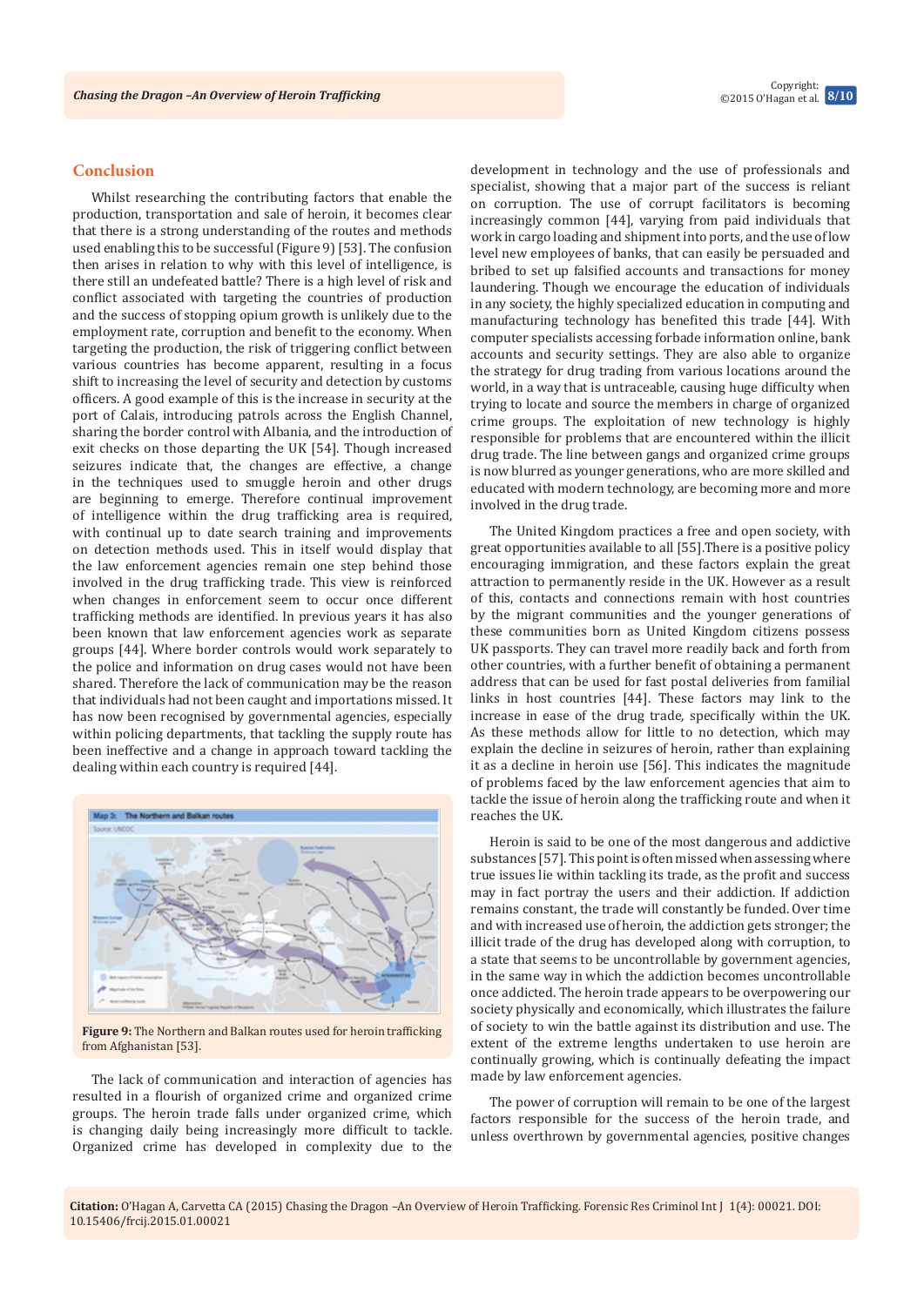## Conclusion

Whilst researching the contributing factors that enable the production, transportation and sale of heroin, it becomes clear that there is a strong understanding of the routes and methods used enabling this to be successful (Figure 9) [53]. The confusion then arises in relation to why with this level of intelligence, is there still an undefeated battle? There is a high level of risk and conflict associated with targeting the countries of production and the success of stopping opium growth is unlikely due to the employment rate, corruption and benefit to the economy. When targeting the production, the risk of triggering conflict between various countries has become apparent, resulting in a focus shift to increasing the level of security and detection by customs officers. A good example of this is the increase in security at the port of Calais, introducing patrols across the English Channel, sharing the border control with Albania, and the introduction of exit checks on those departing the UK [54]. Though increased seizures indicate that, the changes are effective, a change in the techniques used to smuggle heroin and other drugs are beginning to emerge. Therefore continual improvement of intelligence within the drug trafficking area is required, with continual up to date search training and improvements on detection methods used. This in itself would display that the law enforcement agencies remain one step behind those involved in the drug trafficking trade. This view is reinforced when changes in enforcement seem to occur once different trafficking methods are identified. In previous years it has also been known that law enforcement agencies work as separate groups [44]. Where border controls would work separately to the police and information on drug cases would not have been shared. Therefore the lack of communication may be the reason that individuals had not been caught and importations missed. It has now been recognised by governmental agencies, especially within policing departments, that tackling the supply route has been ineffective and a change in approach toward tackling the dealing within each country is required [44].

**Figure 9:** The Northern and Balkan routes used for heroin trafficking from Afghanistan [53].

The lack of communication and interaction of agencies has resulted in a flourish of organized crime and organized crime groups. The heroin trade falls under organized crime, which is changing daily being increasingly more difficult to tackle. Organized crime has developed in complexity due to the development in technology and the use of professionals and specialist, showing that a major part of the success is reliant on corruption. The use of corrupt facilitators is becoming increasingly common [44], varying from paid individuals that work in cargo loading and shipment into ports, and the use of low level new employees of banks, that can easily be persuaded and bribed to set up falsified accounts and transactions for money laundering. Though we encourage the education of individuals in any society, the highly specialized education in computing and manufacturing technology has benefited this trade [44]. With computer specialists accessing forbade information online, bank accounts and security settings. They are also able to organize the strategy for drug trading from various locations around the world, in a way that is untraceable, causing huge difficulty when trying to locate and source the members in charge of organized crime groups. The exploitation of new technology is highly responsible for problems that are encountered within the illicit drug trade. The line between gangs and organized crime groups is now blurred as younger generations, who are more skilled and educated with modern technology, are becoming more and more involved in the drug trade.

The United Kingdom practices a free and open society, with great opportunities available to all [55].There is a positive policy encouraging immigration, and these factors explain the great attraction to permanently reside in the UK. However as a result of this, contacts and connections remain with host countries by the migrant communities and the younger generations of these communities born as United Kingdom citizens possess UK passports. They can travel more readily back and forth from other countries, with a further benefit of obtaining a permanent address that can be used for fast postal deliveries from familial links in host countries [44]. These factors may link to the increase in ease of the drug trade, specifically within the UK. As these methods allow for little to no detection, which may explain the decline in seizures of heroin, rather than explaining it as a decline in heroin use [56]. This indicates the magnitude of problems faced by the law enforcement agencies that aim to tackle the issue of heroin along the trafficking route and when it reaches the UK.

Heroin is said to be one of the most dangerous and addictive substances [57]. This point is often missed when assessing where true issues lie within tackling its trade, as the profit and success may in fact portray the users and their addiction. If addiction remains constant, the trade will constantly be funded. Over time and with increased use of heroin, the addiction gets stronger; the illicit trade of the drug has developed along with corruption, to a state that seems to be uncontrollable by government agencies, in the same way in which the addiction becomes uncontrollable once addicted. The heroin trade appears to be overpowering our society physically and economically, which illustrates the failure of society to win the battle against its distribution and use. The extent of the extreme lengths undertaken to use heroin are continually growing, which is continually defeating the impact made by law enforcement agencies.

The power of corruption will remain to be one of the largest factors responsible for the success of the heroin trade, and unless overthrown by governmental agencies, positive changes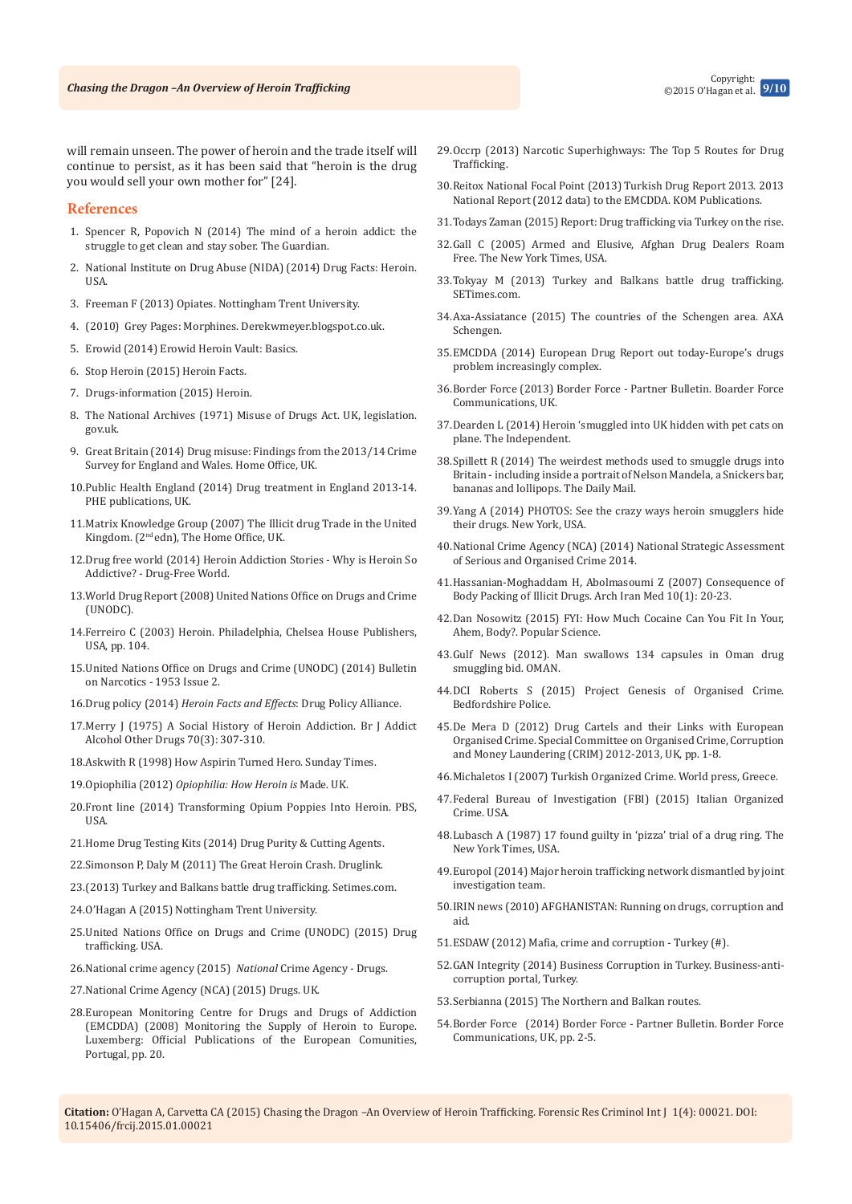will remain unseen. The power of heroin and the trade itself will continue to persist, as it has been said that "heroin is the drug you would sell your own mother for" [24].

## References

1. Spencer R, Popovich N (2014) The mind of a heroin addict: the struggle to get clean and stay sober. The Guardian.
2. National Institute on Drug Abuse (NIDA) (2014) Drug Facts: Heroin. USA.
3. Freeman F (2013) Opiates. Nottingham Trent University.
4. (2010) Grey Pages: Morphines. Derekwmeyer.blogspot.co.uk.
5. Erowid (2014) Erowid Heroin Vault: Basics.
6. Stop Heroin (2015) Heroin Facts.
7. Drugs-information (2015) Heroin.
8. The National Archives (1971) Misuse of Drugs Act. UK, legislation. gov.uk.
9. Great Britain (2014) Drug misuse: Findings from the 2013/14 Crime Survey for England and Wales. Home Office, UK.
10. Public Health England (2014) Drug treatment in England 2013-14. PHE publications, UK.
11. Matrix Knowledge Group (2007) The Illicit drug Trade in the United Kingdom. (2nd edn), The Home Office, UK.
12. Drug free world (2014) Heroin Addiction Stories - Why is Heroin So Addictive? - Drug-Free World.
13. World Drug Report (2008) United Nations Office on Drugs and Crime (UNODC).
14. Ferreiro C (2003) Heroin. Philadelphia, Chelsea House Publishers, USA, pp. 104.
15. United Nations Office on Drugs and Crime (UNODC) (2014) Bulletin on Narcotics - 1953 Issue 2.
16. Drug policy (2014) *Heroin Facts and Effects*: Drug Policy Alliance.
17. Merry J (1975) A Social History of Heroin Addiction. Br J Addict Alcohol Other Drugs 70(3): 307-310.
18. Askwith R (1998) How Aspirin Turned Hero. Sunday Times.
19. Opiophilia (2012) *Opiophilia: How Heroin is* Made. UK.
20. Front line (2014) Transforming Opium Poppies Into Heroin. PBS, USA.
21. Home Drug Testing Kits (2014) Drug Purity & Cutting Agents.
22. Simonson P, Daly M (2011) The Great Heroin Crash. Druglink.
23. (2013) Turkey and Balkans battle drug trafficking. Setimes.com.
24. O'Hagan A (2015) Nottingham Trent University.
25. United Nations Office on Drugs and Crime (UNODC) (2015) Drug trafficking. USA.
26. National crime agency (2015) *National* Crime Agency - Drugs.
27. National Crime Agency (NCA) (2015) Drugs. UK.
28. European Monitoring Centre for Drugs and Drugs of Addiction (EMCDDA) (2008) Monitoring the Supply of Heroin to Europe. Luxemberg: Official Publications of the European Comunities, Portugal, pp. 20.
29. Occrp (2013) Narcotic Superhighways: The Top 5 Routes for Drug Trafficking.
30. Reitox National Focal Point (2013) Turkish Drug Report 2013. 2013 National Report (2012 data) to the EMCDDA. KOM Publications.
31. Todays Zaman (2015) Report: Drug trafficking via Turkey on the rise.
32. Gall C (2005) Armed and Elusive, Afghan Drug Dealers Roam Free. The New York Times, USA.
33. Tokyay M (2013) Turkey and Balkans battle drug trafficking. SETimes.com.
34. Axa-Assiatance (2015) The countries of the Schengen area. AXA Schengen.
35. EMCDDA (2014) European Drug Report out today-Europe's drugs problem increasingly complex.
36. Border Force (2013) Border Force - Partner Bulletin. Boarder Force Communications, UK.
37. Dearden L (2014) Heroin 'smuggled into UK hidden with pet cats on plane. The Independent.
38. Spillett R (2014) The weirdest methods used to smuggle drugs into Britain - including inside a portrait of Nelson Mandela, a Snickers bar, bananas and lollipops. The Daily Mail.
39. Yang A (2014) PHOTOS: See the crazy ways heroin smugglers hide their drugs. New York, USA.
40. National Crime Agency (NCA) (2014) National Strategic Assessment of Serious and Organised Crime 2014.
41. Hassanian-Moghaddam H, Abolmasoumi Z (2007) Consequence of Body Packing of Illicit Drugs. Arch Iran Med 10(1): 20-23.
42. Dan Nosowitz (2015) FYI: How Much Cocaine Can You Fit In Your, Ahem, Body?. Popular Science.
43. Gulf News (2012). Man swallows 134 capsules in Oman drug smuggling bid. OMAN.
44. DCI Roberts S (2015) Project Genesis of Organised Crime. Bedfordshire Police.
45. De Mera D (2012) Drug Cartels and their Links with European Organised Crime. Special Committee on Organised Crime, Corruption and Money Laundering (CRIM) 2012-2013, UK, pp. 1-8.
46. Michaletos I (2007) Turkish Organized Crime. World press, Greece.
47. Federal Bureau of Investigation (FBI) (2015) Italian Organized Crime. USA.
48. Lubasch A (1987) 17 found guilty in 'pizza' trial of a drug ring. The New York Times, USA.
49. Europol (2014) Major heroin trafficking network dismantled by joint investigation team.
50. IRIN news (2010) AFGHANISTAN: Running on drugs, corruption and aid.
51. ESDAW (2012) Mafia, crime and corruption - Turkey (#).
52. GAN Integrity (2014) Business Corruption in Turkey. Business-anti-corruption portal, Turkey.
53. Serbianna (2015) The Northern and Balkan routes.
54. Border Force (2014) Border Force - Partner Bulletin. Border Force Communications, UK, pp. 2-5.

**Citation:** O'Hagan A, Carvetta CA (2015) Chasing the Dragon –An Overview of Heroin Trafficking. Forensic Res Criminol Int J 1(4): 00021. DOI: 10.15406/frcij.2015.01.00021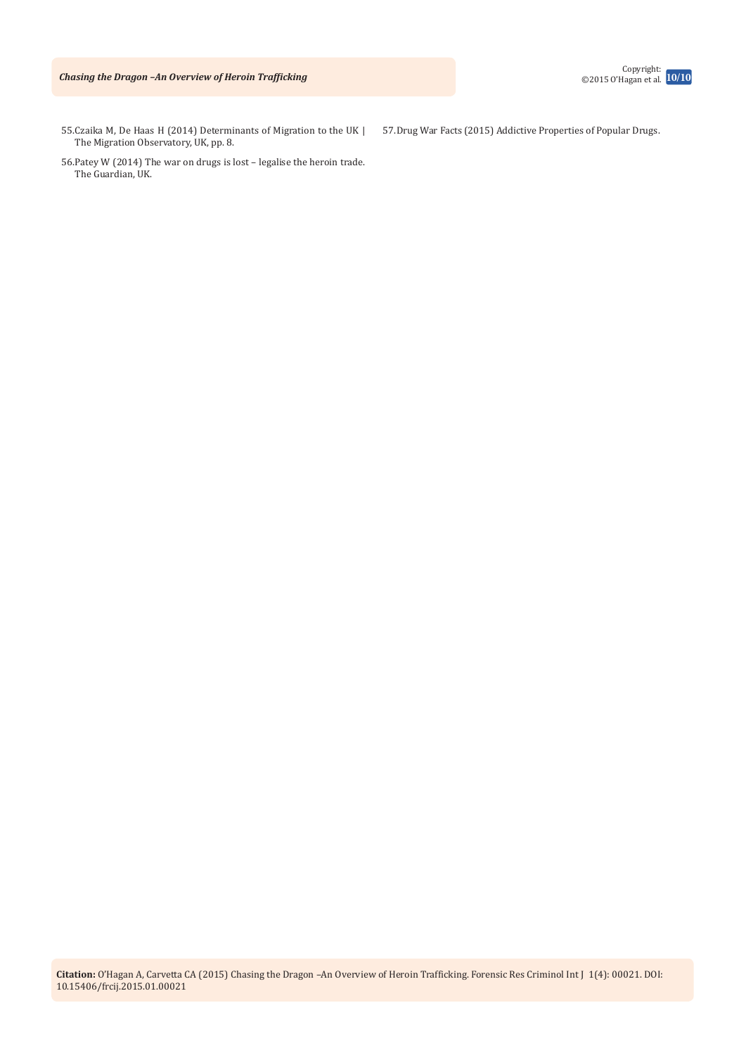55. Czaika M, De Haas H (2014) Determinants of Migration to the UK | The Migration Observatory, UK, pp. 8.

56. Patey W (2014) The war on drugs is lost – legalise the heroin trade. The Guardian, UK.

57. Drug War Facts (2015) Addictive Properties of Popular Drugs.